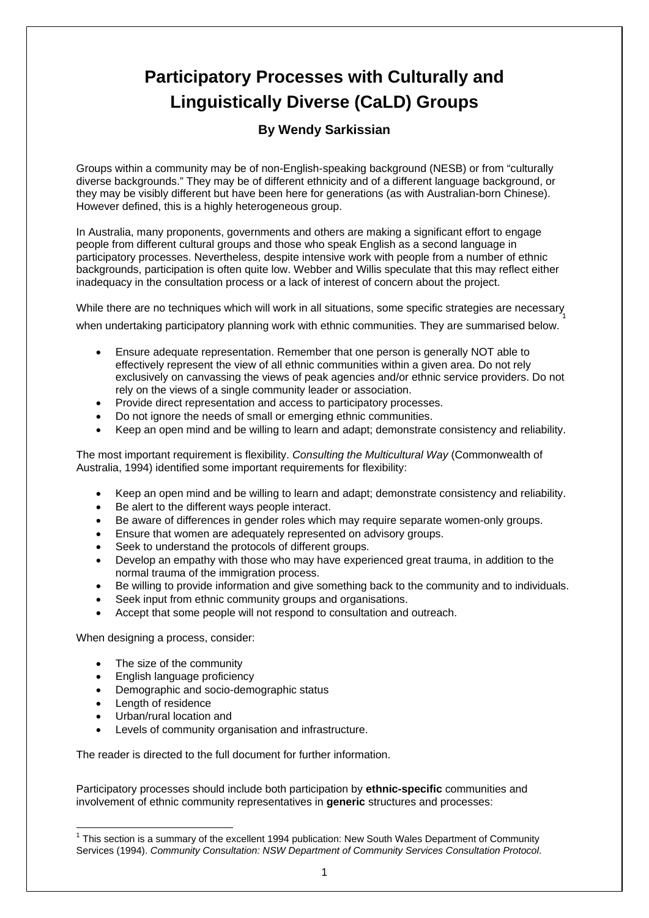# Participatory Processes with Culturally and Linguistically Diverse (CaLD) Groups

### By Wendy Sarkissian

Groups within a community may be of non-English-speaking background (NESB) or from "culturally diverse backgrounds." They may be of different ethnicity and of a different language background, or they may be visibly different but have been here for generations (as with Australian-born Chinese). However defined, this is a highly heterogeneous group.

In Australia, many proponents, governments and others are making a significant effort to engage people from different cultural groups and those who speak English as a second language in participatory processes. Nevertheless, despite intensive work with people from a number of ethnic backgrounds, participation is often quite low. Webber and Willis speculate that this may reflect either inadequacy in the consultation process or a lack of interest of concern about the project.

While there are no techniques which will work in all situations, some specific strategies are necessary[1] when undertaking participatory planning work with ethnic communities. They are summarised below.

- Ensure adequate representation. Remember that one person is generally NOT able to effectively represent the view of all ethnic communities within a given area. Do not rely exclusively on canvassing the views of peak agencies and/or ethnic service providers. Do not rely on the views of a single community leader or association.
- Provide direct representation and access to participatory processes.
- Do not ignore the needs of small or emerging ethnic communities.
- Keep an open mind and be willing to learn and adapt; demonstrate consistency and reliability.

The most important requirement is flexibility. *Consulting the Multicultural Way* (Commonwealth of Australia, 1994) identified some important requirements for flexibility:

- Keep an open mind and be willing to learn and adapt; demonstrate consistency and reliability.
- Be alert to the different ways people interact.
- Be aware of differences in gender roles which may require separate women-only groups.
- Ensure that women are adequately represented on advisory groups.
- Seek to understand the protocols of different groups.
- Develop an empathy with those who may have experienced great trauma, in addition to the normal trauma of the immigration process.
- Be willing to provide information and give something back to the community and to individuals.
- Seek input from ethnic community groups and organisations.
- Accept that some people will not respond to consultation and outreach.

When designing a process, consider:

- The size of the community
- English language proficiency
- Demographic and socio-demographic status
- Length of residence
- Urban/rural location and
- Levels of community organisation and infrastructure.

The reader is directed to the full document for further information.

Participatory processes should include both participation by **ethnic-specific** communities and involvement of ethnic community representatives in **generic** structures and processes:

[1] This section is a summary of the excellent 1994 publication: New South Wales Department of Community Services (1994). *Community Consultation: NSW Department of Community Services Consultation Protocol*.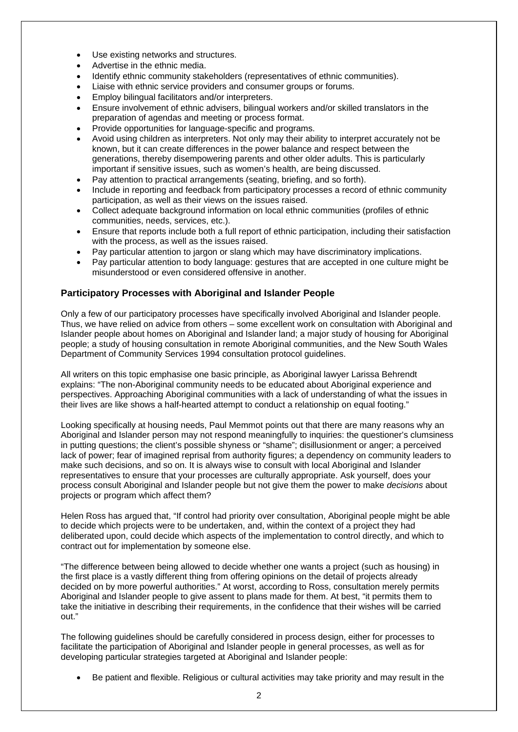- Use existing networks and structures.
- Advertise in the ethnic media.
- Identify ethnic community stakeholders (representatives of ethnic communities).
- Liaise with ethnic service providers and consumer groups or forums.
- Employ bilingual facilitators and/or interpreters.
- Ensure involvement of ethnic advisers, bilingual workers and/or skilled translators in the preparation of agendas and meeting or process format.
- Provide opportunities for language-specific and programs.
- Avoid using children as interpreters. Not only may their ability to interpret accurately not be known, but it can create differences in the power balance and respect between the generations, thereby disempowering parents and other older adults. This is particularly important if sensitive issues, such as women's health, are being discussed.
- Pay attention to practical arrangements (seating, briefing, and so forth).
- Include in reporting and feedback from participatory processes a record of ethnic community participation, as well as their views on the issues raised.
- Collect adequate background information on local ethnic communities (profiles of ethnic communities, needs, services, etc.).
- Ensure that reports include both a full report of ethnic participation, including their satisfaction with the process, as well as the issues raised.
- Pay particular attention to jargon or slang which may have discriminatory implications.
- Pay particular attention to body language: gestures that are accepted in one culture might be misunderstood or even considered offensive in another.

### Participatory Processes with Aboriginal and Islander People

Only a few of our participatory processes have specifically involved Aboriginal and Islander people. Thus, we have relied on advice from others – some excellent work on consultation with Aboriginal and Islander people about homes on Aboriginal and Islander land; a major study of housing for Aboriginal people; a study of housing consultation in remote Aboriginal communities, and the New South Wales Department of Community Services 1994 consultation protocol guidelines.

All writers on this topic emphasise one basic principle, as Aboriginal lawyer Larissa Behrendt explains: "The non-Aboriginal community needs to be educated about Aboriginal experience and perspectives. Approaching Aboriginal communities with a lack of understanding of what the issues in their lives are like shows a half-hearted attempt to conduct a relationship on equal footing."

Looking specifically at housing needs, Paul Memmot points out that there are many reasons why an Aboriginal and Islander person may not respond meaningfully to inquiries: the questioner's clumsiness in putting questions; the client's possible shyness or "shame"; disillusionment or anger; a perceived lack of power; fear of imagined reprisal from authority figures; a dependency on community leaders to make such decisions, and so on. It is always wise to consult with local Aboriginal and Islander representatives to ensure that your processes are culturally appropriate. Ask yourself, does your process consult Aboriginal and Islander people but not give them the power to make *decisions* about projects or program which affect them?

Helen Ross has argued that, "If control had priority over consultation, Aboriginal people might be able to decide which projects were to be undertaken, and, within the context of a project they had deliberated upon, could decide which aspects of the implementation to control directly, and which to contract out for implementation by someone else.

"The difference between being allowed to decide whether one wants a project (such as housing) in the first place is a vastly different thing from offering opinions on the detail of projects already decided on by more powerful authorities." At worst, according to Ross, consultation merely permits Aboriginal and Islander people to give assent to plans made for them. At best, "it permits them to take the initiative in describing their requirements, in the confidence that their wishes will be carried out."

The following guidelines should be carefully considered in process design, either for processes to facilitate the participation of Aboriginal and Islander people in general processes, as well as for developing particular strategies targeted at Aboriginal and Islander people:

- Be patient and flexible. Religious or cultural activities may take priority and may result in the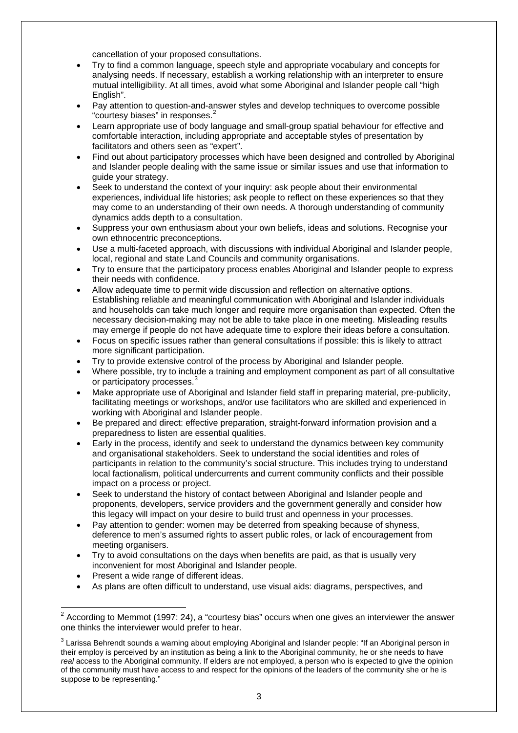cancellation of your proposed consultations.

- Try to find a common language, speech style and appropriate vocabulary and concepts for analysing needs. If necessary, establish a working relationship with an interpreter to ensure mutual intelligibility. At all times, avoid what some Aboriginal and Islander people call "high English".
- Pay attention to question-and-answer styles and develop techniques to overcome possible "courtesy biases" in responses.[2]
- Learn appropriate use of body language and small-group spatial behaviour for effective and comfortable interaction, including appropriate and acceptable styles of presentation by facilitators and others seen as "expert".
- Find out about participatory processes which have been designed and controlled by Aboriginal and Islander people dealing with the same issue or similar issues and use that information to guide your strategy.
- Seek to understand the context of your inquiry: ask people about their environmental experiences, individual life histories; ask people to reflect on these experiences so that they may come to an understanding of their own needs. A thorough understanding of community dynamics adds depth to a consultation.
- Suppress your own enthusiasm about your own beliefs, ideas and solutions. Recognise your own ethnocentric preconceptions.
- Use a multi-faceted approach, with discussions with individual Aboriginal and Islander people, local, regional and state Land Councils and community organisations.
- Try to ensure that the participatory process enables Aboriginal and Islander people to express their needs with confidence.
- Allow adequate time to permit wide discussion and reflection on alternative options. Establishing reliable and meaningful communication with Aboriginal and Islander individuals and households can take much longer and require more organisation than expected. Often the necessary decision-making may not be able to take place in one meeting. Misleading results may emerge if people do not have adequate time to explore their ideas before a consultation.
- Focus on specific issues rather than general consultations if possible: this is likely to attract more significant participation.
- Try to provide extensive control of the process by Aboriginal and Islander people.
- Where possible, try to include a training and employment component as part of all consultative or participatory processes.[3]
- Make appropriate use of Aboriginal and Islander field staff in preparing material, pre-publicity, facilitating meetings or workshops, and/or use facilitators who are skilled and experienced in working with Aboriginal and Islander people.
- Be prepared and direct: effective preparation, straight-forward information provision and a preparedness to listen are essential qualities.
- Early in the process, identify and seek to understand the dynamics between key community and organisational stakeholders. Seek to understand the social identities and roles of participants in relation to the community's social structure. This includes trying to understand local factionalism, political undercurrents and current community conflicts and their possible impact on a process or project.
- Seek to understand the history of contact between Aboriginal and Islander people and proponents, developers, service providers and the government generally and consider how this legacy will impact on your desire to build trust and openness in your processes.
- Pay attention to gender: women may be deterred from speaking because of shyness, deference to men's assumed rights to assert public roles, or lack of encouragement from meeting organisers.
- Try to avoid consultations on the days when benefits are paid, as that is usually very inconvenient for most Aboriginal and Islander people.
- Present a wide range of different ideas.
- As plans are often difficult to understand, use visual aids: diagrams, perspectives, and

---

[2] According to Memmot (1997: 24), a "courtesy bias" occurs when one gives an interviewer the answer one thinks the interviewer would prefer to hear.

[3] Larissa Behrendt sounds a warning about employing Aboriginal and Islander people: "If an Aboriginal person in their employ is perceived by an institution as being a link to the Aboriginal community, he or she needs to have *real* access to the Aboriginal community. If elders are not employed, a person who is expected to give the opinion of the community must have access to and respect for the opinions of the leaders of the community she or he is suppose to be representing."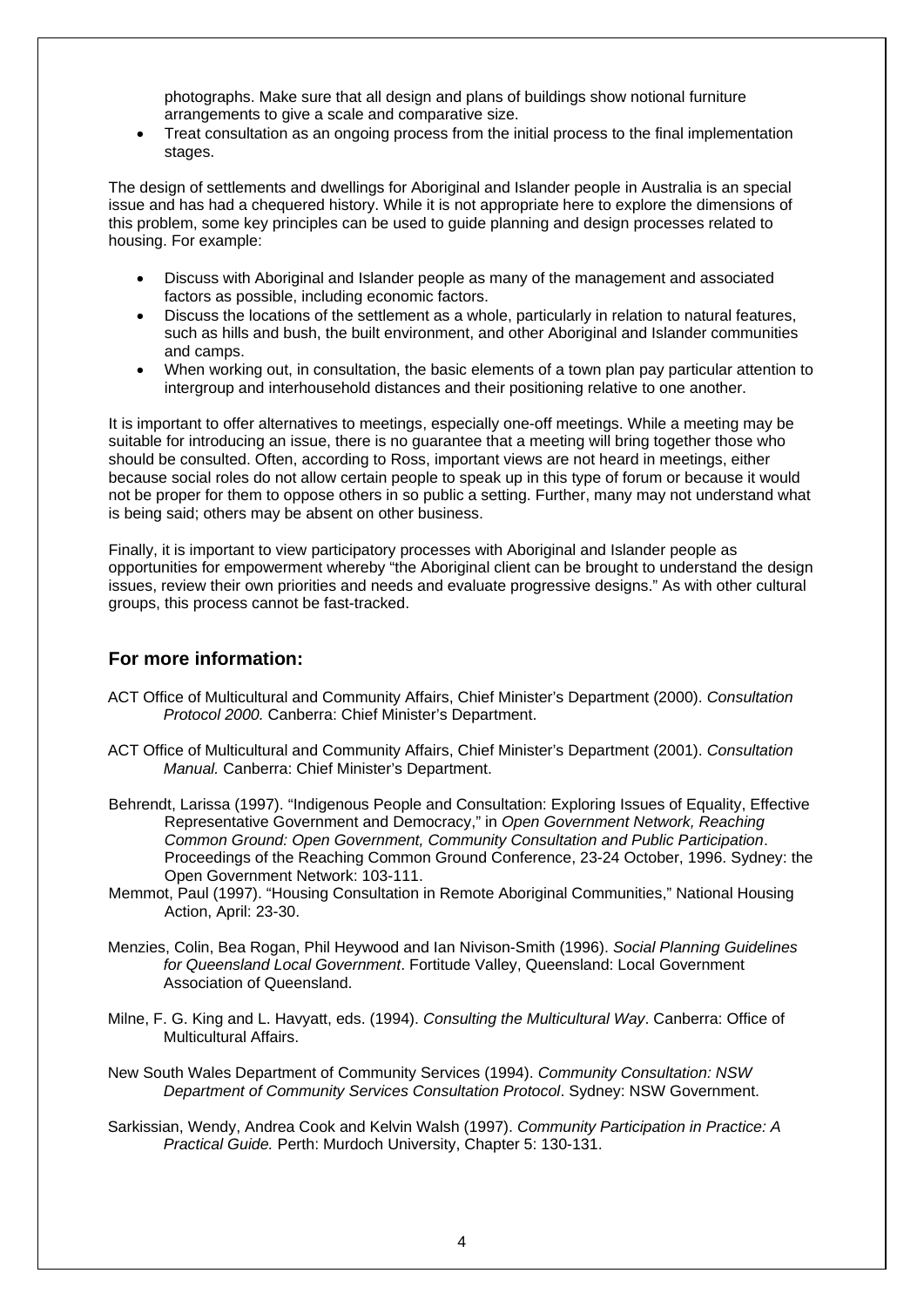photographs. Make sure that all design and plans of buildings show notional furniture arrangements to give a scale and comparative size.

- Treat consultation as an ongoing process from the initial process to the final implementation stages.

The design of settlements and dwellings for Aboriginal and Islander people in Australia is an special issue and has had a chequered history. While it is not appropriate here to explore the dimensions of this problem, some key principles can be used to guide planning and design processes related to housing. For example:

- Discuss with Aboriginal and Islander people as many of the management and associated factors as possible, including economic factors.
- Discuss the locations of the settlement as a whole, particularly in relation to natural features, such as hills and bush, the built environment, and other Aboriginal and Islander communities and camps.
- When working out, in consultation, the basic elements of a town plan pay particular attention to intergroup and interhousehold distances and their positioning relative to one another.

It is important to offer alternatives to meetings, especially one-off meetings. While a meeting may be suitable for introducing an issue, there is no guarantee that a meeting will bring together those who should be consulted. Often, according to Ross, important views are not heard in meetings, either because social roles do not allow certain people to speak up in this type of forum or because it would not be proper for them to oppose others in so public a setting. Further, many may not understand what is being said; others may be absent on other business.

Finally, it is important to view participatory processes with Aboriginal and Islander people as opportunities for empowerment whereby "the Aboriginal client can be brought to understand the design issues, review their own priorities and needs and evaluate progressive designs." As with other cultural groups, this process cannot be fast-tracked.

## For more information:

ACT Office of Multicultural and Community Affairs, Chief Minister's Department (2000). *Consultation Protocol 2000.* Canberra: Chief Minister's Department.

ACT Office of Multicultural and Community Affairs, Chief Minister's Department (2001). *Consultation Manual.* Canberra: Chief Minister's Department.

Behrendt, Larissa (1997). "Indigenous People and Consultation: Exploring Issues of Equality, Effective Representative Government and Democracy," in *Open Government Network, Reaching Common Ground: Open Government, Community Consultation and Public Participation*. Proceedings of the Reaching Common Ground Conference, 23-24 October, 1996. Sydney: the Open Government Network: 103-111.

Memmot, Paul (1997). "Housing Consultation in Remote Aboriginal Communities," National Housing Action, April: 23-30.

Menzies, Colin, Bea Rogan, Phil Heywood and Ian Nivison-Smith (1996). *Social Planning Guidelines for Queensland Local Government*. Fortitude Valley, Queensland: Local Government Association of Queensland.

Milne, F. G. King and L. Havyatt, eds. (1994). *Consulting the Multicultural Way*. Canberra: Office of Multicultural Affairs.

New South Wales Department of Community Services (1994). *Community Consultation: NSW Department of Community Services Consultation Protocol*. Sydney: NSW Government.

Sarkissian, Wendy, Andrea Cook and Kelvin Walsh (1997). *Community Participation in Practice: A Practical Guide.* Perth: Murdoch University, Chapter 5: 130-131.